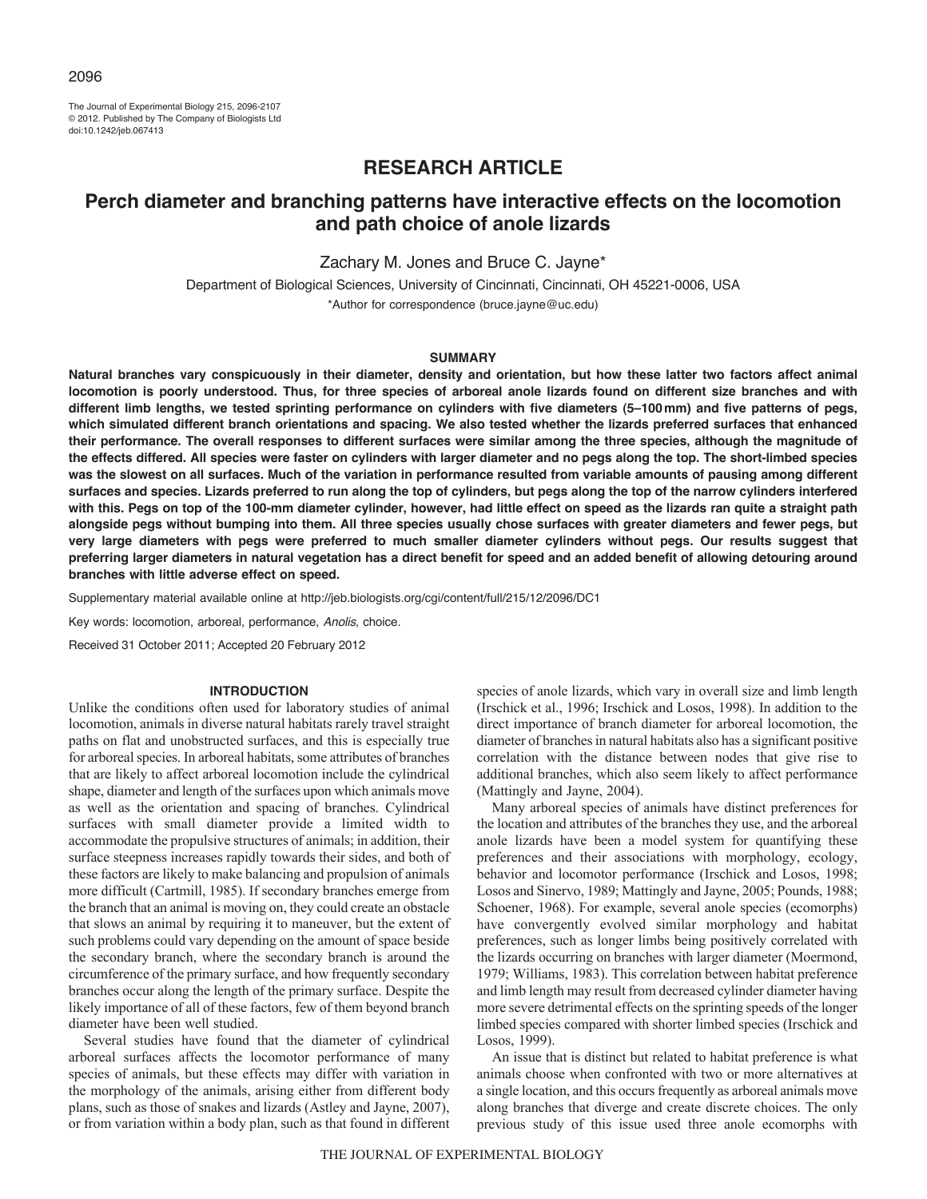# RESEARCH ARTICLE

## Perch diameter and branching patterns have interactive effects on the locomotion and path choice of anole lizards

Zachary M. Jones and Bruce C. Jayne*

Department of Biological Sciences, University of Cincinnati, Cincinnati, OH 45221-0006, USA

*Author for correspondence (bruce.jayne@uc.edu)

### SUMMARY

**Natural branches vary conspicuously in their diameter, density and orientation, but how these latter two factors affect animal locomotion is poorly understood. Thus, for three species of arboreal anole lizards found on different size branches and with different limb lengths, we tested sprinting performance on cylinders with five diameters (5–100 mm) and five patterns of pegs, which simulated different branch orientations and spacing. We also tested whether the lizards preferred surfaces that enhanced their performance. The overall responses to different surfaces were similar among the three species, although the magnitude of the effects differed. All species were faster on cylinders with larger diameter and no pegs along the top. The short-limbed species was the slowest on all surfaces. Much of the variation in performance resulted from variable amounts of pausing among different surfaces and species. Lizards preferred to run along the top of cylinders, but pegs along the top of the narrow cylinders interfered with this. Pegs on top of the 100-mm diameter cylinder, however, had little effect on speed as the lizards ran quite a straight path alongside pegs without bumping into them. All three species usually chose surfaces with greater diameters and fewer pegs, but very large diameters with pegs were preferred to much smaller diameter cylinders without pegs. Our results suggest that preferring larger diameters in natural vegetation has a direct benefit for speed and an added benefit of allowing detouring around branches with little adverse effect on speed.**

Supplementary material available online at http://jeb.biologists.org/cgi/content/full/215/12/2096/DC1

Key words: locomotion, arboreal, performance, *Anolis*, choice.

Received 31 October 2011; Accepted 20 February 2012

### INTRODUCTION

Unlike the conditions often used for laboratory studies of animal locomotion, animals in diverse natural habitats rarely travel straight paths on flat and unobstructed surfaces, and this is especially true for arboreal species. In arboreal habitats, some attributes of branches that are likely to affect arboreal locomotion include the cylindrical shape, diameter and length of the surfaces upon which animals move as well as the orientation and spacing of branches. Cylindrical surfaces with small diameter provide a limited width to accommodate the propulsive structures of animals; in addition, their surface steepness increases rapidly towards their sides, and both of these factors are likely to make balancing and propulsion of animals more difficult (Cartmill, 1985). If secondary branches emerge from the branch that an animal is moving on, they could create an obstacle that slows an animal by requiring it to maneuver, but the extent of such problems could vary depending on the amount of space beside the secondary branch, where the secondary branch is around the circumference of the primary surface, and how frequently secondary branches occur along the length of the primary surface. Despite the likely importance of all of these factors, few of them beyond branch diameter have been well studied.

Several studies have found that the diameter of cylindrical arboreal surfaces affects the locomotor performance of many species of animals, but these effects may differ with variation in the morphology of the animals, arising either from different body plans, such as those of snakes and lizards (Astley and Jayne, 2007), or from variation within a body plan, such as that found in different species of anole lizards, which vary in overall size and limb length (Irschick et al., 1996; Irschick and Losos, 1998). In addition to the direct importance of branch diameter for arboreal locomotion, the diameter of branches in natural habitats also has a significant positive correlation with the distance between nodes that give rise to additional branches, which also seem likely to affect performance (Mattingly and Jayne, 2004).

Many arboreal species of animals have distinct preferences for the location and attributes of the branches they use, and the arboreal anole lizards have been a model system for quantifying these preferences and their associations with morphology, ecology, behavior and locomotor performance (Irschick and Losos, 1998; Losos and Sinervo, 1989; Mattingly and Jayne, 2005; Pounds, 1988; Schoener, 1968). For example, several anole species (ecomorphs) have convergently evolved similar morphology and habitat preferences, such as longer limbs being positively correlated with the lizards occurring on branches with larger diameter (Moermond, 1979; Williams, 1983). This correlation between habitat preference and limb length may result from decreased cylinder diameter having more severe detrimental effects on the sprinting speeds of the longer limbed species compared with shorter limbed species (Irschick and Losos, 1999).

An issue that is distinct but related to habitat preference is what animals choose when confronted with two or more alternatives at a single location, and this occurs frequently as arboreal animals move along branches that diverge and create discrete choices. The only previous study of this issue used three anole ecomorphs with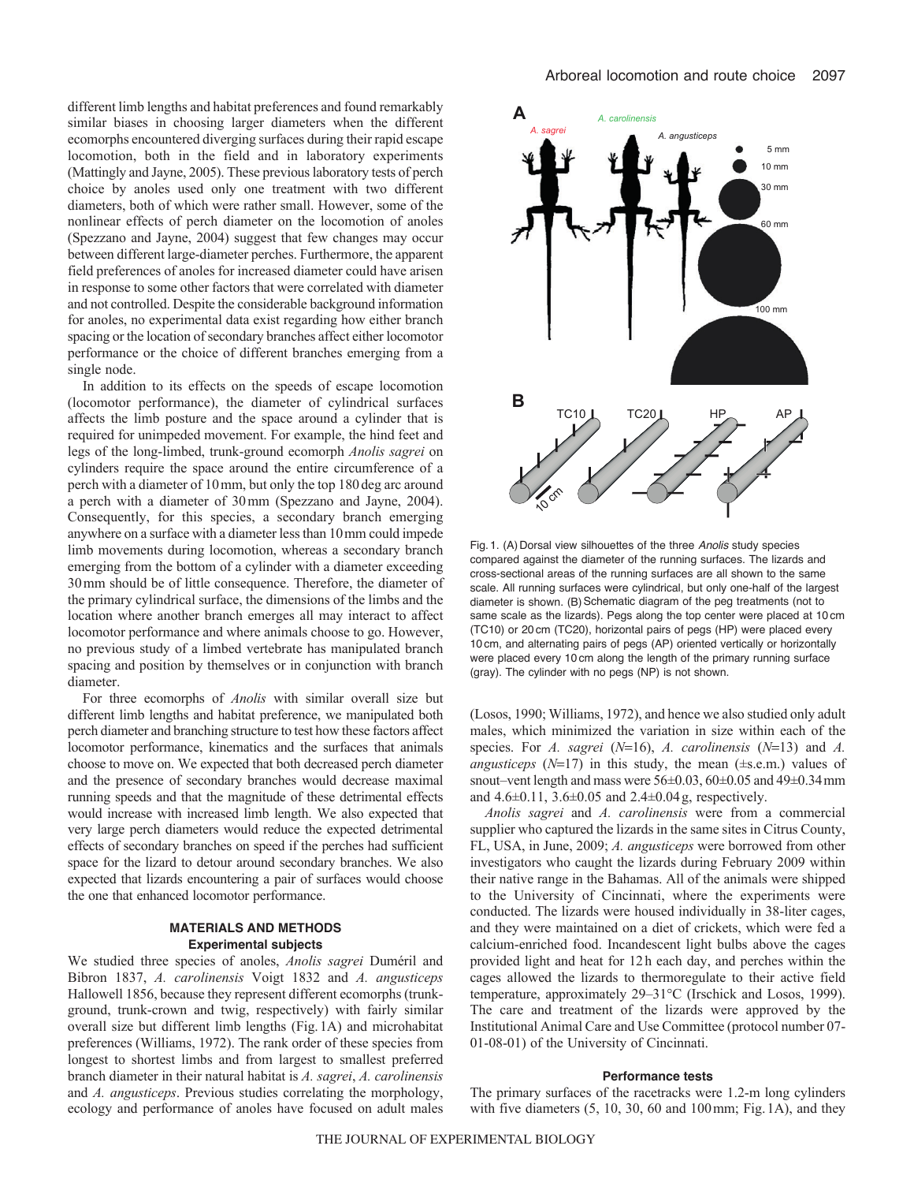different limb lengths and habitat preferences and found remarkably similar biases in choosing larger diameters when the different ecomorphs encountered diverging surfaces during their rapid escape locomotion, both in the field and in laboratory experiments (Mattingly and Jayne, 2005). These previous laboratory tests of perch choice by anoles used only one treatment with two different diameters, both of which were rather small. However, some of the nonlinear effects of perch diameter on the locomotion of anoles (Spezzano and Jayne, 2004) suggest that few changes may occur between different large-diameter perches. Furthermore, the apparent field preferences of anoles for increased diameter could have arisen in response to some other factors that were correlated with diameter and not controlled. Despite the considerable background information for anoles, no experimental data exist regarding how either branch spacing or the location of secondary branches affect either locomotor performance or the choice of different branches emerging from a single node.

In addition to its effects on the speeds of escape locomotion (locomotor performance), the diameter of cylindrical surfaces affects the limb posture and the space around a cylinder that is required for unimpeded movement. For example, the hind feet and legs of the long-limbed, trunk-ground ecomorph *Anolis sagrei* on cylinders require the space around the entire circumference of a perch with a diameter of 10 mm, but only the top 180 deg arc around a perch with a diameter of 30 mm (Spezzano and Jayne, 2004). Consequently, for this species, a secondary branch emerging anywhere on a surface with a diameter less than 10 mm could impede limb movements during locomotion, whereas a secondary branch emerging from the bottom of a cylinder with a diameter exceeding 30 mm should be of little consequence. Therefore, the diameter of the primary cylindrical surface, the dimensions of the limbs and the location where another branch emerges all may interact to affect locomotor performance and where animals choose to go. However, no previous study of a limbed vertebrate has manipulated branch spacing and position by themselves or in conjunction with branch diameter.

For three ecomorphs of *Anolis* with similar overall size but different limb lengths and habitat preference, we manipulated both perch diameter and branching structure to test how these factors affect locomotor performance, kinematics and the surfaces that animals choose to move on. We expected that both decreased perch diameter and the presence of secondary branches would decrease maximal running speeds and that the magnitude of these detrimental effects would increase with increased limb length. We also expected that very large perch diameters would reduce the expected detrimental effects of secondary branches on speed if the perches had sufficient space for the lizard to detour around secondary branches. We also expected that lizards encountering a pair of surfaces would choose the one that enhanced locomotor performance.

## MATERIALS AND METHODS

### Experimental subjects

We studied three species of anoles, *Anolis sagrei* Duméril and Bibron 1837, *A. carolinensis* Voigt 1832 and *A. angusticeps* Hallowell 1856, because they represent different ecomorphs (trunk-ground, trunk-crown and twig, respectively) with fairly similar overall size but different limb lengths (Fig. 1A) and microhabitat preferences (Williams, 1972). The rank order of these species from longest to shortest limbs and from largest to smallest preferred branch diameter in their natural habitat is *A. sagrei*, *A. carolinensis* and *A. angusticeps*. Previous studies correlating the morphology, ecology and performance of anoles have focused on adult males (Losos, 1990; Williams, 1972), and hence we also studied only adult males, which minimized the variation in size within each of the species. For *A. sagrei* ($N$=16), *A. carolinensis* ($N$=13) and *A. angusticeps* ($N$=17) in this study, the mean (±s.e.m.) values of snout–vent length and mass were 56±0.03, 60±0.05 and 49±0.34 mm and 4.6±0.11, 3.6±0.05 and 2.4±0.04 g, respectively.

Fig. 1. (A) Dorsal view silhouettes of the three *Anolis* study species compared against the diameter of the running surfaces. The lizards and cross-sectional areas of the running surfaces are all shown to the same scale. All running surfaces were cylindrical, but only one-half of the largest diameter is shown. (B) Schematic diagram of the peg treatments (not to same scale as the lizards). Pegs along the top center were placed at 10 cm (TC10) or 20 cm (TC20), horizontal pairs of pegs (HP) were placed every 10 cm, and alternating pairs of pegs (AP) oriented vertically or horizontally were placed every 10 cm along the length of the primary running surface (gray). The cylinder with no pegs (NP) is not shown.

*Anolis sagrei* and *A. carolinensis* were from a commercial supplier who captured the lizards in the same sites in Citrus County, FL, USA, in June, 2009; *A. angusticeps* were borrowed from other investigators who caught the lizards during February 2009 within their native range in the Bahamas. All of the animals were shipped to the University of Cincinnati, where the experiments were conducted. The lizards were housed individually in 38-liter cages, and they were maintained on a diet of crickets, which were fed a calcium-enriched food. Incandescent light bulbs above the cages provided light and heat for 12 h each day, and perches within the cages allowed the lizards to thermoregulate to their active field temperature, approximately 29–31°C (Irschick and Losos, 1999). The care and treatment of the lizards were approved by the Institutional Animal Care and Use Committee (protocol number 07-01-08-01) of the University of Cincinnati.

### Performance tests

The primary surfaces of the racetracks were 1.2-m long cylinders with five diameters (5, 10, 30, 60 and 100 mm; Fig. 1A), and they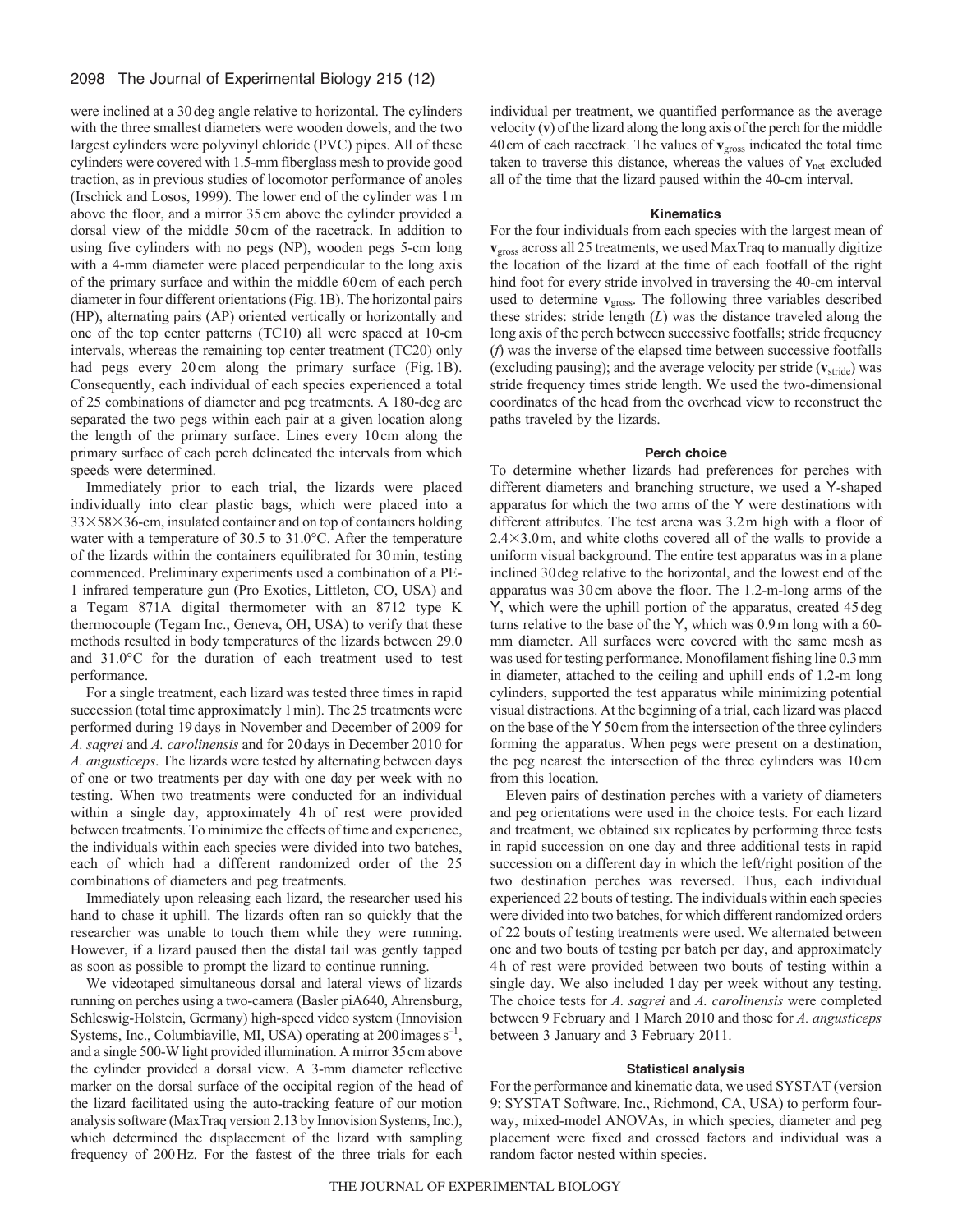were inclined at a 30 deg angle relative to horizontal. The cylinders with the three smallest diameters were wooden dowels, and the two largest cylinders were polyvinyl chloride (PVC) pipes. All of these cylinders were covered with 1.5-mm fiberglass mesh to provide good traction, as in previous studies of locomotor performance of anoles (Irschick and Losos, 1999). The lower end of the cylinder was 1 m above the floor, and a mirror 35 cm above the cylinder provided a dorsal view of the middle 50 cm of the racetrack. In addition to using five cylinders with no pegs (NP), wooden pegs 5-cm long with a 4-mm diameter were placed perpendicular to the long axis of the primary surface and within the middle 60 cm of each perch diameter in four different orientations (Fig. 1B). The horizontal pairs (HP), alternating pairs (AP) oriented vertically or horizontally and one of the top center patterns (TC10) all were spaced at 10-cm intervals, whereas the remaining top center treatment (TC20) only had pegs every 20 cm along the primary surface (Fig. 1B). Consequently, each individual of each species experienced a total of 25 combinations of diameter and peg treatments. A 180-deg arc separated the two pegs within each pair at a given location along the length of the primary surface. Lines every 10 cm along the primary surface of each perch delineated the intervals from which speeds were determined.

Immediately prior to each trial, the lizards were placed individually into clear plastic bags, which were placed into a 33×58×36-cm, insulated container and on top of containers holding water with a temperature of 30.5 to 31.0°C. After the temperature of the lizards within the containers equilibrated for 30 min, testing commenced. Preliminary experiments used a combination of a PE-1 infrared temperature gun (Pro Exotics, Littleton, CO, USA) and a Tegam 871A digital thermometer with an 8712 type K thermocouple (Tegam Inc., Geneva, OH, USA) to verify that these methods resulted in body temperatures of the lizards between 29.0 and 31.0°C for the duration of each treatment used to test performance.

For a single treatment, each lizard was tested three times in rapid succession (total time approximately 1 min). The 25 treatments were performed during 19 days in November and December of 2009 for *A. sagrei* and *A. carolinensis* and for 20 days in December 2010 for *A. angusticeps*. The lizards were tested by alternating between days of one or two treatments per day with one day per week with no testing. When two treatments were conducted for an individual within a single day, approximately 4 h of rest were provided between treatments. To minimize the effects of time and experience, the individuals within each species were divided into two batches, each of which had a different randomized order of the 25 combinations of diameters and peg treatments.

Immediately upon releasing each lizard, the researcher used his hand to chase it uphill. The lizards often ran so quickly that the researcher was unable to touch them while they were running. However, if a lizard paused then the distal tail was gently tapped as soon as possible to prompt the lizard to continue running.

We videotaped simultaneous dorsal and lateral views of lizards running on perches using a two-camera (Basler piA640, Ahrensburg, Schleswig-Holstein, Germany) high-speed video system (Innovision Systems, Inc., Columbiaville, MI, USA) operating at 200 images $s^{-1}$, and a single 500-W light provided illumination. A mirror 35 cm above the cylinder provided a dorsal view. A 3-mm diameter reflective marker on the dorsal surface of the occipital region of the head of the lizard facilitated using the auto-tracking feature of our motion analysis software (MaxTraq version 2.13 by Innovision Systems, Inc.), which determined the displacement of the lizard with sampling frequency of 200 Hz. For the fastest of the three trials for each individual per treatment, we quantified performance as the average velocity (**v**) of the lizard along the long axis of the perch for the middle 40 cm of each racetrack. The values of $\mathbf{v}_{gross}$ indicated the total time taken to traverse this distance, whereas the values of $\mathbf{v}_{net}$ excluded all of the time that the lizard paused within the 40-cm interval.

### Kinematics

For the four individuals from each species with the largest mean of $\mathbf{v}_{gross}$ across all 25 treatments, we used MaxTraq to manually digitize the location of the lizard at the time of each footfall of the right hind foot for every stride involved in traversing the 40-cm interval used to determine $\mathbf{v}_{gross}$. The following three variables described these strides: stride length ($L$) was the distance traveled along the long axis of the perch between successive footfalls; stride frequency ($f$) was the inverse of the elapsed time between successive footfalls (excluding pausing); and the average velocity per stride ($\mathbf{v}_{stride}$) was stride frequency times stride length. We used the two-dimensional coordinates of the head from the overhead view to reconstruct the paths traveled by the lizards.

### Perch choice

To determine whether lizards had preferences for perches with different diameters and branching structure, we used a Y-shaped apparatus for which the two arms of the Y were destinations with different attributes. The test arena was 3.2 m high with a floor of 2.4×3.0 m, and white cloths covered all of the walls to provide a uniform visual background. The entire test apparatus was in a plane inclined 30 deg relative to the horizontal, and the lowest end of the apparatus was 30 cm above the floor. The 1.2-m-long arms of the Y, which were the uphill portion of the apparatus, created 45 deg turns relative to the base of the Y, which was 0.9 m long with a 60-mm diameter. All surfaces were covered with the same mesh as was used for testing performance. Monofilament fishing line 0.3 mm in diameter, attached to the ceiling and uphill ends of 1.2-m long cylinders, supported the test apparatus while minimizing potential visual distractions. At the beginning of a trial, each lizard was placed on the base of the Y 50 cm from the intersection of the three cylinders forming the apparatus. When pegs were present on a destination, the peg nearest the intersection of the three cylinders was 10 cm from this location.

Eleven pairs of destination perches with a variety of diameters and peg orientations were used in the choice tests. For each lizard and treatment, we obtained six replicates by performing three tests in rapid succession on one day and three additional tests in rapid succession on a different day in which the left/right position of the two destination perches was reversed. Thus, each individual experienced 22 bouts of testing. The individuals within each species were divided into two batches, for which different randomized orders of 22 bouts of testing treatments were used. We alternated between one and two bouts of testing per batch per day, and approximately 4 h of rest were provided between two bouts of testing within a single day. We also included 1 day per week without any testing. The choice tests for *A. sagrei* and *A. carolinensis* were completed between 9 February and 1 March 2010 and those for *A. angusticeps* between 3 January and 3 February 2011.

### Statistical analysis

For the performance and kinematic data, we used SYSTAT (version 9; SYSTAT Software, Inc., Richmond, CA, USA) to perform four-way, mixed-model ANOVAs, in which species, diameter and peg placement were fixed and crossed factors and individual was a random factor nested within species.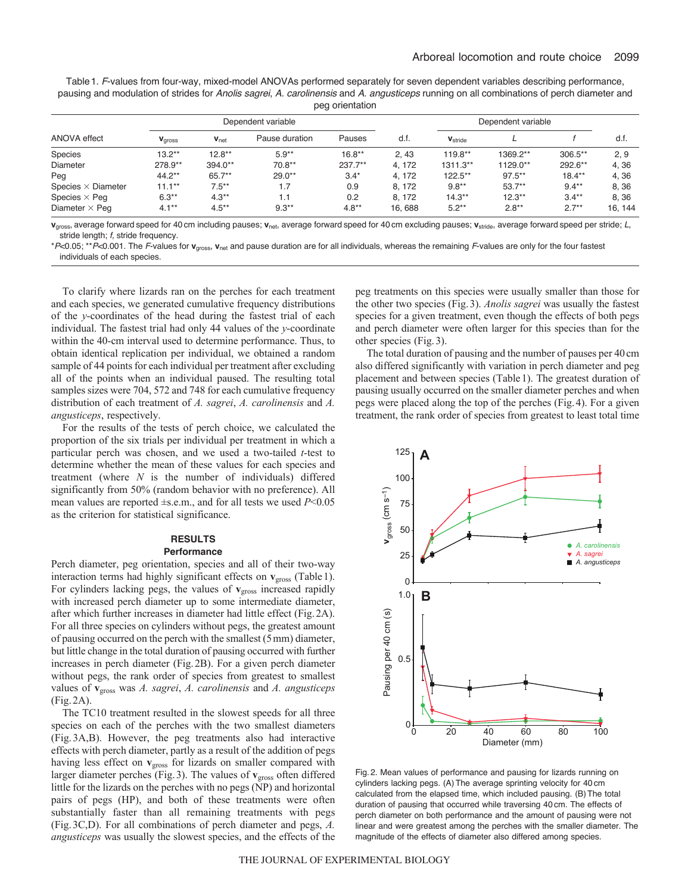Table 1. *F*-values from four-way, mixed-model ANOVAs performed separately for seven dependent variables describing performance, pausing and modulation of strides for *Anolis sagrei*, *A. carolinensis* and *A. angusticeps* running on all combinations of perch diameter and peg orientation

| ANOVA effect | Dependent variable | | | | d.f. | Dependent variable | | | d.f. |
|---|---|---|---|---|---|---|---|---|---|
| | $\mathbf{v}_{gross}$ | $\mathbf{v}_{net}$ | Pause duration | Pauses | | $\mathbf{v}_{stride}$ | *L* | *f* | |
| Species | 13.2** | 12.8** | 5.9** | 16.8** | 2, 43 | 119.8** | 1369.2** | 306.5** | 2, 9 |
| Diameter | 278.9** | 394.0** | 70.8** | 237.7** | 4, 172 | 1311.3** | 1129.0** | 292.6** | 4, 36 |
| Peg | 44.2** | 65.7** | 29.0** | 3.4* | 4, 172 | 122.5** | 97.5** | 18.4** | 4, 36 |
| Species × Diameter | 11.1** | 7.5** | 1.7 | 0.9 | 8, 172 | 9.8** | 53.7** | 9.4** | 8, 36 |
| Species × Peg | 6.3** | 4.3** | 1.1 | 0.2 | 8, 172 | 14.3** | 12.3** | 3.4** | 8, 36 |
| Diameter × Peg | 4.1** | 4.5** | 9.3** | 4.8** | 16, 688 | 5.2** | 2.8** | 2.7** | 16, 144 |

$\mathbf{v}_{gross}$, average forward speed for 40 cm including pauses; $\mathbf{v}_{net}$, average forward speed for 40 cm excluding pauses; $\mathbf{v}_{stride}$, average forward speed per stride; *L*, stride length; *f*, stride frequency.

*$P$<0.05; **$P$<0.001. The *F*-values for $\mathbf{v}_{gross}$, $\mathbf{v}_{net}$ and pause duration are for all individuals, whereas the remaining *F*-values are only for the four fastest individuals of each species.

To clarify where lizards ran on the perches for each treatment and each species, we generated cumulative frequency distributions of the *y*-coordinates of the head during the fastest trial of each individual. The fastest trial had only 44 values of the *y*-coordinate within the 40-cm interval used to determine performance. Thus, to obtain identical replication per individual, we obtained a random sample of 44 points for each individual per treatment after excluding all of the points when an individual paused. The resulting total samples sizes were 704, 572 and 748 for each cumulative frequency distribution of each treatment of *A. sagrei*, *A. carolinensis* and *A. angusticeps*, respectively.

For the results of the tests of perch choice, we calculated the proportion of the six trials per individual per treatment in which a particular perch was chosen, and we used a two-tailed *t*-test to determine whether the mean of these values for each species and treatment (where *N* is the number of individuals) differed significantly from 50% (random behavior with no preference). All mean values are reported ±s.e.m., and for all tests we used $P$<0.05 as the criterion for statistical significance.

## RESULTS

### Performance

Perch diameter, peg orientation, species and all of their two-way interaction terms had highly significant effects on $\mathbf{v}_{gross}$ (Table 1). For cylinders lacking pegs, the values of $\mathbf{v}_{gross}$ increased rapidly with increased perch diameter up to some intermediate diameter, after which further increases in diameter had little effect (Fig. 2A). For all three species on cylinders without pegs, the greatest amount of pausing occurred on the perch with the smallest (5 mm) diameter, but little change in the total duration of pausing occurred with further increases in perch diameter (Fig. 2B). For a given perch diameter without pegs, the rank order of species from greatest to smallest values of $\mathbf{v}_{gross}$ was *A. sagrei*, *A. carolinensis* and *A. angusticeps* (Fig. 2A).

The TC10 treatment resulted in the slowest speeds for all three species on each of the perches with the two smallest diameters (Fig. 3A,B). However, the peg treatments also had interactive effects with perch diameter, partly as a result of the addition of pegs having less effect on $\mathbf{v}_{gross}$ for lizards on smaller compared with larger diameter perches (Fig. 3). The values of $\mathbf{v}_{gross}$ often differed little for the lizards on the perches with no pegs (NP) and horizontal pairs of pegs (HP), and both of these treatments were often substantially faster than all remaining treatments with pegs (Fig. 3C,D). For all combinations of perch diameter and pegs, *A. angusticeps* was usually the slowest species, and the effects of the peg treatments on this species were usually smaller than those for the other two species (Fig. 3). *Anolis sagrei* was usually the fastest species for a given treatment, even though the effects of both pegs and perch diameter were often larger for this species than for the other species (Fig. 3).

The total duration of pausing and the number of pauses per 40 cm also differed significantly with variation in perch diameter and peg placement and between species (Table 1). The greatest duration of pausing usually occurred on the smaller diameter perches and when pegs were placed along the top of the perches (Fig. 4). For a given treatment, the rank order of species from greatest to least total time

Fig. 2. Mean values of performance and pausing for lizards running on cylinders lacking pegs. (A) The average sprinting velocity for 40 cm calculated from the elapsed time, which included pausing. (B) The total duration of pausing that occurred while traversing 40 cm. The effects of perch diameter on both performance and the amount of pausing were not linear and were greatest among the perches with the smaller diameter. The magnitude of the effects of diameter also differed among species.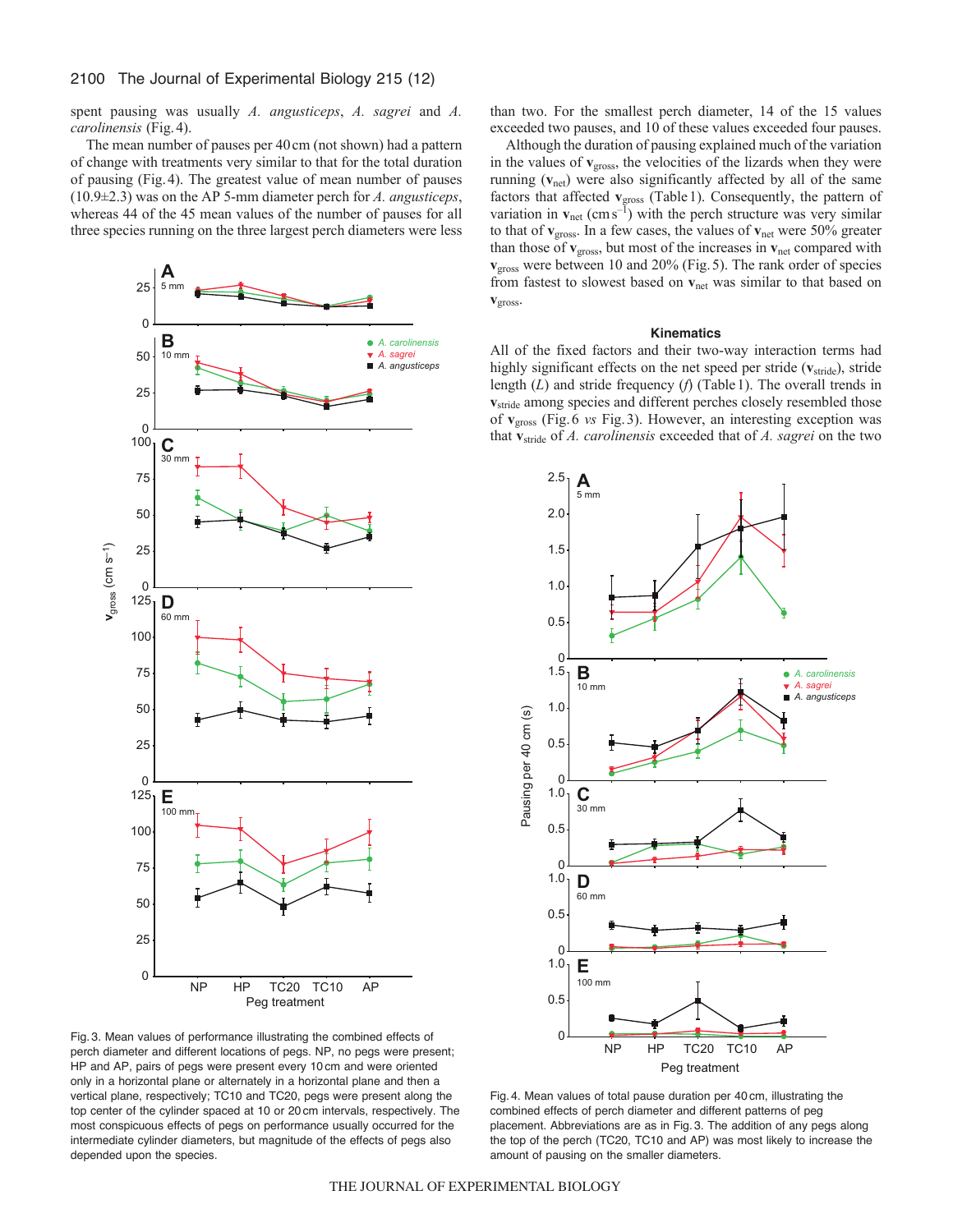spent pausing was usually *A. angusticeps*, *A. sagrei* and *A. carolinensis* (Fig. 4).

The mean number of pauses per 40 cm (not shown) had a pattern of change with treatments very similar to that for the total duration of pausing (Fig. 4). The greatest value of mean number of pauses (10.9±2.3) was on the AP 5-mm diameter perch for *A. angusticeps*, whereas 44 of the 45 mean values of the number of pauses for all three species running on the three largest perch diameters were less than two. For the smallest perch diameter, 14 of the 15 values exceeded two pauses, and 10 of these values exceeded four pauses.

Although the duration of pausing explained much of the variation in the values of $\mathbf{v}_{gross}$, the velocities of the lizards when they were running ($\mathbf{v}_{net}$) were also significantly affected by all of the same factors that affected $\mathbf{v}_{gross}$ (Table 1). Consequently, the pattern of variation in $\mathbf{v}_{net}$ (cm s$^{-1}$) with the perch structure was very similar to that of $\mathbf{v}_{gross}$. In a few cases, the values of $\mathbf{v}_{net}$ were 50% greater than those of $\mathbf{v}_{gross}$, but most of the increases in $\mathbf{v}_{net}$ compared with $\mathbf{v}_{gross}$ were between 10 and 20% (Fig. 5). The rank order of species from fastest to slowest based on $\mathbf{v}_{net}$ was similar to that based on $\mathbf{v}_{gross}$.

### Kinematics

All of the fixed factors and their two-way interaction terms had highly significant effects on the net speed per stride ($\mathbf{v}_{stride}$), stride length ($L$) and stride frequency ($f$) (Table 1). The overall trends in $\mathbf{v}_{stride}$ among species and different perches closely resembled those of $\mathbf{v}_{gross}$ (Fig. 6 *vs* Fig. 3). However, an interesting exception was that $\mathbf{v}_{stride}$ of *A. carolinensis* exceeded that of *A. sagrei* on the two

Fig. 3. Mean values of performance illustrating the combined effects of perch diameter and different locations of pegs. NP, no pegs were present; HP and AP, pairs of pegs were present every 10 cm and were oriented only in a horizontal plane or alternately in a horizontal plane and then a vertical plane, respectively; TC10 and TC20, pegs were present along the top center of the cylinder spaced at 10 or 20 cm intervals, respectively. The most conspicuous effects of pegs on performance usually occurred for the intermediate cylinder diameters, but magnitude of the effects of pegs also depended upon the species.

Fig. 4. Mean values of total pause duration per 40 cm, illustrating the combined effects of perch diameter and different patterns of peg placement. Abbreviations are as in Fig. 3. The addition of any pegs along the top of the perch (TC20, TC10 and AP) was most likely to increase the amount of pausing on the smaller diameters.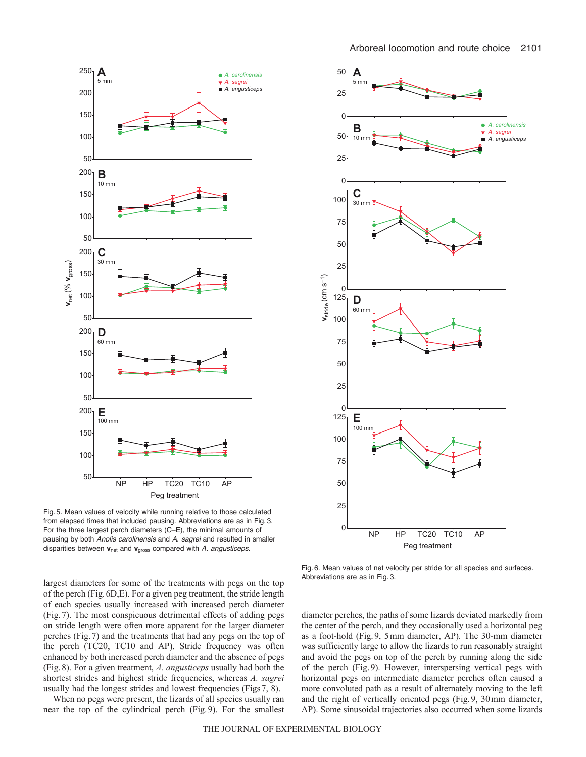Fig. 5. Mean values of velocity while running relative to those calculated from elapsed times that included pausing. Abbreviations are as in Fig. 3. For the three largest perch diameters (C–E), the minimal amounts of pausing by both *Anolis carolinensis* and *A. sagrei* and resulted in smaller disparities between $\mathbf{v}_{net}$ and $\mathbf{v}_{gross}$ compared with *A. angusticeps*.

Fig. 6. Mean values of net velocity per stride for all species and surfaces. Abbreviations are as in Fig. 3.

largest diameters for some of the treatments with pegs on the top of the perch (Fig. 6D,E). For a given peg treatment, the stride length of each species usually increased with increased perch diameter (Fig. 7). The most conspicuous detrimental effects of adding pegs on stride length were often more apparent for the larger diameter perches (Fig. 7) and the treatments that had any pegs on the top of the perch (TC20, TC10 and AP). Stride frequency was often enhanced by both increased perch diameter and the absence of pegs (Fig. 8). For a given treatment, *A. angusticeps* usually had both the shortest strides and highest stride frequencies, whereas *A. sagrei* usually had the longest strides and lowest frequencies (Figs 7, 8).

When no pegs were present, the lizards of all species usually ran near the top of the cylindrical perch (Fig. 9). For the smallest diameter perches, the paths of some lizards deviated markedly from the center of the perch, and they occasionally used a horizontal peg as a foot-hold (Fig. 9, 5 mm diameter, AP). The 30-mm diameter was sufficiently large to allow the lizards to run reasonably straight and avoid the pegs on top of the perch by running along the side of the perch (Fig. 9). However, interspersing vertical pegs with horizontal pegs on intermediate diameter perches often caused a more convoluted path as a result of alternately moving to the left and the right of vertically oriented pegs (Fig. 9, 30 mm diameter, AP). Some sinusoidal trajectories also occurred when some lizards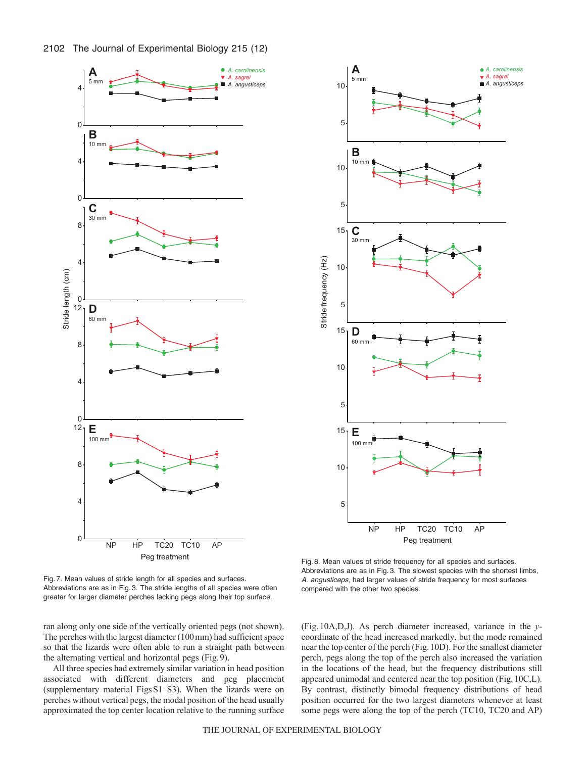Fig. 7. Mean values of stride length for all species and surfaces. Abbreviations are as in Fig. 3. The stride lengths of all species were often greater for larger diameter perches lacking pegs along their top surface.

Fig. 8. Mean values of stride frequency for all species and surfaces. Abbreviations are as in Fig. 3. The slowest species with the shortest limbs, *A. angusticeps*, had larger values of stride frequency for most surfaces compared with the other two species.

ran along only one side of the vertically oriented pegs (not shown). The perches with the largest diameter (100 mm) had sufficient space so that the lizards were often able to run a straight path between the alternating vertical and horizontal pegs (Fig. 9).

All three species had extremely similar variation in head position associated with different diameters and peg placement (supplementary material Figs S1–S3). When the lizards were on perches without vertical pegs, the modal position of the head usually approximated the top center location relative to the running surface (Fig. 10A,D,J). As perch diameter increased, variance in the *y*-coordinate of the head increased markedly, but the mode remained near the top center of the perch (Fig. 10D). For the smallest diameter perch, pegs along the top of the perch also increased the variation in the locations of the head, but the frequency distributions still appeared unimodal and centered near the top position (Fig. 10C,L). By contrast, distinctly bimodal frequency distributions of head position occurred for the two largest diameters whenever at least some pegs were along the top of the perch (TC10, TC20 and AP)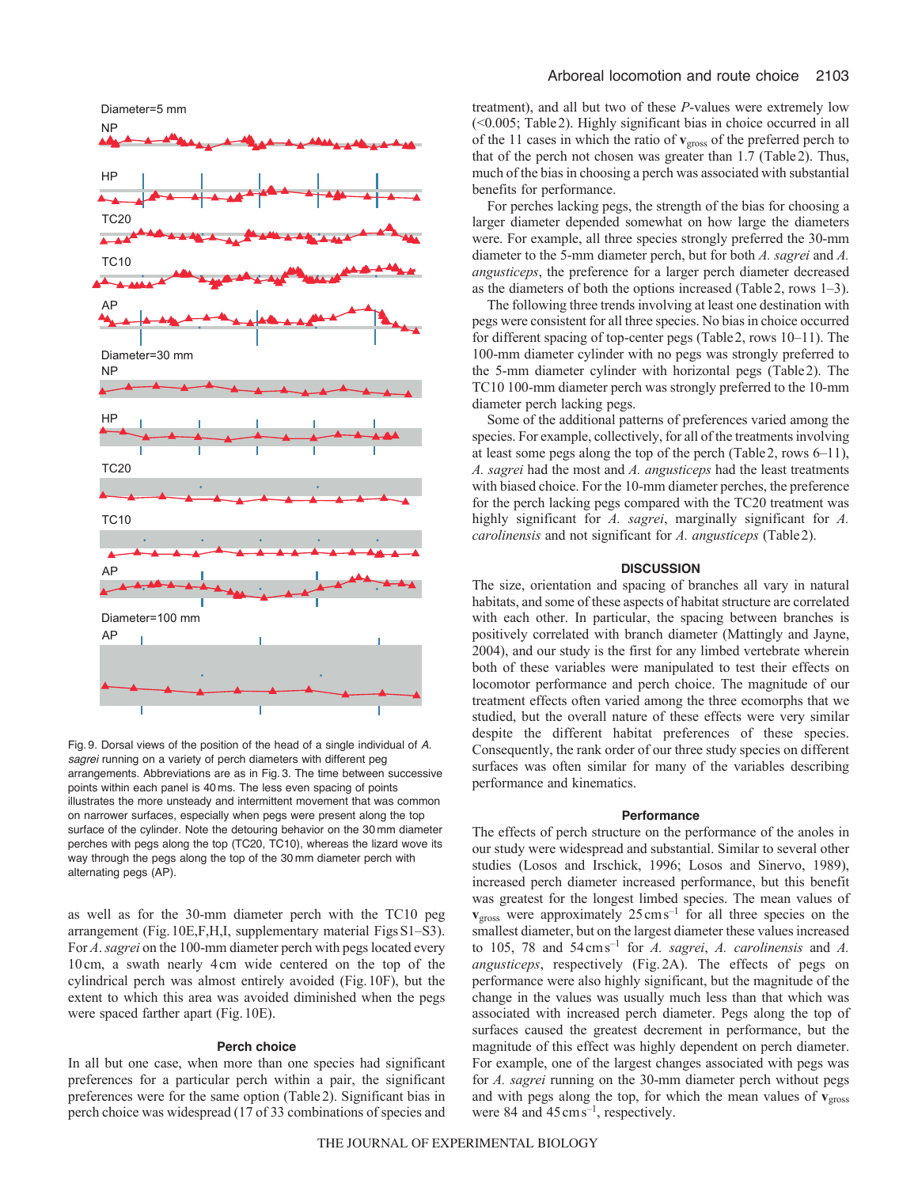Fig. 9. Dorsal views of the position of the head of a single individual of *A. sagrei* running on a variety of perch diameters with different peg arrangements. Abbreviations are as in Fig. 3. The time between successive points within each panel is 40 ms. The less even spacing of points illustrates the more unsteady and intermittent movement that was common on narrower surfaces, especially when pegs were present along the top surface of the cylinder. Note the detouring behavior on the 30 mm diameter perches with pegs along the top (TC20, TC10), whereas the lizard wove its way through the pegs along the top of the 30 mm diameter perch with alternating pegs (AP).

as well as for the 30-mm diameter perch with the TC10 peg arrangement (Fig. 10E,F,H,I, supplementary material Figs S1–S3). For *A. sagrei* on the 100-mm diameter perch with pegs located every 10 cm, a swath nearly 4 cm wide centered on the top of the cylindrical perch was almost entirely avoided (Fig. 10F), but the extent to which this area was avoided diminished when the pegs were spaced farther apart (Fig. 10E).

### Perch choice

In all but one case, when more than one species had significant preferences for a particular perch within a pair, the significant preferences were for the same option (Table 2). Significant bias in perch choice was widespread (17 of 33 combinations of species and treatment), and all but two of these *P*-values were extremely low (<0.005; Table 2). Highly significant bias in choice occurred in all of the 11 cases in which the ratio of $\mathbf{v}_{gross}$ of the preferred perch to that of the perch not chosen was greater than 1.7 (Table 2). Thus, much of the bias in choosing a perch was associated with substantial benefits for performance.

For perches lacking pegs, the strength of the bias for choosing a larger diameter depended somewhat on how large the diameters were. For example, all three species strongly preferred the 30-mm diameter to the 5-mm diameter perch, but for both *A. sagrei* and *A. angusticeps*, the preference for a larger perch diameter decreased as the diameters of both the options increased (Table 2, rows 1–3).

The following three trends involving at least one destination with pegs were consistent for all three species. No bias in choice occurred for different spacing of top-center pegs (Table 2, rows 10–11). The 100-mm diameter cylinder with no pegs was strongly preferred to the 5-mm diameter cylinder with horizontal pegs (Table 2). The TC10 100-mm diameter perch was strongly preferred to the 10-mm diameter perch lacking pegs.

Some of the additional patterns of preferences varied among the species. For example, collectively, for all of the treatments involving at least some pegs along the top of the perch (Table 2, rows 6–11), *A. sagrei* had the most and *A. angusticeps* had the least treatments with biased choice. For the 10-mm diameter perches, the preference for the perch lacking pegs compared with the TC20 treatment was highly significant for *A. sagrei*, marginally significant for *A. carolinensis* and not significant for *A. angusticeps* (Table 2).

## DISCUSSION

The size, orientation and spacing of branches all vary in natural habitats, and some of these aspects of habitat structure are correlated with each other. In particular, the spacing between branches is positively correlated with branch diameter (Mattingly and Jayne, 2004), and our study is the first for any limbed vertebrate wherein both of these variables were manipulated to test their effects on locomotor performance and perch choice. The magnitude of our treatment effects often varied among the three ecomorphs that we studied, but the overall nature of these effects were very similar despite the different habitat preferences of these species. Consequently, the rank order of our three study species on different surfaces was often similar for many of the variables describing performance and kinematics.

### Performance

The effects of perch structure on the performance of the anoles in our study were widespread and substantial. Similar to several other studies (Losos and Irschick, 1996; Losos and Sinervo, 1989), increased perch diameter increased performance, but this benefit was greatest for the longest limbed species. The mean values of $\mathbf{v}_{gross}$ were approximately 25 cm s$^{-1}$ for all three species on the smallest diameter, but on the largest diameter these values increased to 105, 78 and 54 cm s$^{-1}$ for *A. sagrei*, *A. carolinensis* and *A. angusticeps*, respectively (Fig. 2A). The effects of pegs on performance were also highly significant, but the magnitude of the change in the values was usually much less than that which was associated with increased perch diameter. Pegs along the top of surfaces caused the greatest decrement in performance, but the magnitude of this effect was highly dependent on perch diameter. For example, one of the largest changes associated with pegs was for *A. sagrei* running on the 30-mm diameter perch without pegs and with pegs along the top, for which the mean values of $\mathbf{v}_{gross}$ were 84 and 45 cm s$^{-1}$, respectively.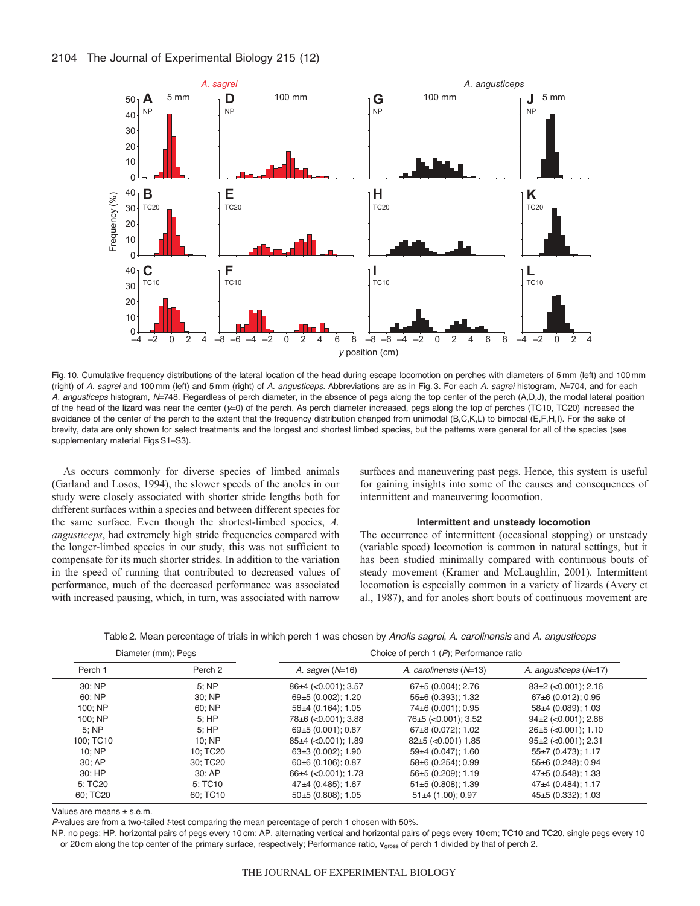Fig. 10. Cumulative frequency distributions of the lateral location of the head during escape locomotion on perches with diameters of 5 mm (left) and 100 mm (right) of *A. sagrei* and 100 mm (left) and 5 mm (right) of *A. angusticeps*. Abbreviations are as in Fig. 3. For each *A. sagrei* histogram, $N$=704, and for each *A. angusticeps* histogram, $N$=748. Regardless of perch diameter, in the absence of pegs along the top center of the perch (A,D,J), the modal lateral position of the head of the lizard was near the center ($y$=0) of the perch. As perch diameter increased, pegs along the top of perches (TC10, TC20) increased the avoidance of the center of the perch to the extent that the frequency distribution changed from unimodal (B,C,K,L) to bimodal (E,F,H,I). For the sake of brevity, data are only shown for select treatments and the longest and shortest limbed species, but the patterns were general for all of the species (see supplementary material Figs S1–S3).

As occurs commonly for diverse species of limbed animals (Garland and Losos, 1994), the slower speeds of the anoles in our study were closely associated with shorter stride lengths both for different surfaces within a species and between different species for the same surface. Even though the shortest-limbed species, *A. angusticeps*, had extremely high stride frequencies compared with the longer-limbed species in our study, this was not sufficient to compensate for its much shorter strides. In addition to the variation in the speed of running that contributed to decreased values of performance, much of the decreased performance was associated with increased pausing, which, in turn, was associated with narrow surfaces and maneuvering past pegs. Hence, this system is useful for gaining insights into some of the causes and consequences of intermittent and maneuvering locomotion.

### Intermittent and unsteady locomotion

The occurrence of intermittent (occasional stopping) or unsteady (variable speed) locomotion is common in natural settings, but it has been studied minimally compared with continuous bouts of steady movement (Kramer and McLaughlin, 2001). Intermittent locomotion is especially common in a variety of lizards (Avery et al., 1987), and for anoles short bouts of continuous movement are

Table 2. Mean percentage of trials in which perch 1 was chosen by *Anolis sagrei*, *A. carolinensis* and *A. angusticeps*

| Diameter (mm); Pegs | | Choice of perch 1 ($P$); Performance ratio | | |
|---|---|---|---|---|
| Perch 1 | Perch 2 | *A. sagrei* ($N$=16) | *A. carolinensis* ($N$=13) | *A. angusticeps* ($N$=17) |
| 30; NP | 5; NP | 86±4 (<0.001); 3.57 | 67±5 (0.004); 2.76 | 83±2 (<0.001); 2.16 |
| 60; NP | 30; NP | 69±5 (0.002); 1.20 | 55±6 (0.393); 1.32 | 67±6 (0.012); 0.95 |
| 100; NP | 60; NP | 56±4 (0.164); 1.05 | 74±6 (0.001); 0.95 | 58±4 (0.089); 1.03 |
| 100; NP | 5; HP | 78±6 (<0.001); 3.88 | 76±5 (<0.001); 3.52 | 94±2 (<0.001); 2.86 |
| 5; NP | 5; HP | 69±5 (0.001); 0.87 | 67±8 (0.072); 1.02 | 26±5 (<0.001); 1.10 |
| 100; TC10 | 10; NP | 85±4 (<0.001); 1.89 | 82±5 (<0.001) 1.85 | 95±2 (<0.001); 2.31 |
| 10; NP | 10; TC20 | 63±3 (0.002); 1.90 | 59±4 (0.047); 1.60 | 55±7 (0.473); 1.17 |
| 30; AP | 30; TC20 | 60±6 (0.106); 0.87 | 58±6 (0.254); 0.99 | 55±6 (0.248); 0.94 |
| 30; HP | 30; AP | 66±4 (<0.001); 1.73 | 56±5 (0.209); 1.19 | 47±5 (0.548); 1.33 |
| 5; TC20 | 5; TC10 | 47±4 (0.485); 1.67 | 51±5 (0.808); 1.39 | 47±4 (0.484); 1.17 |
| 60; TC20 | 60; TC10 | 50±5 (0.808); 1.05 | 51±4 (1.00); 0.97 | 45±5 (0.332); 1.03 |

Values are means ± s.e.m.

$P$-values are from a two-tailed $t$-test comparing the mean percentage of perch 1 chosen with 50%.

NP, no pegs; HP, horizontal pairs of pegs every 10 cm; AP, alternating vertical and horizontal pairs of pegs every 10 cm; TC10 and TC20, single pegs every 10 or 20 cm along the top center of the primary surface, respectively; Performance ratio, $\mathbf{v}_{gross}$ of perch 1 divided by that of perch 2.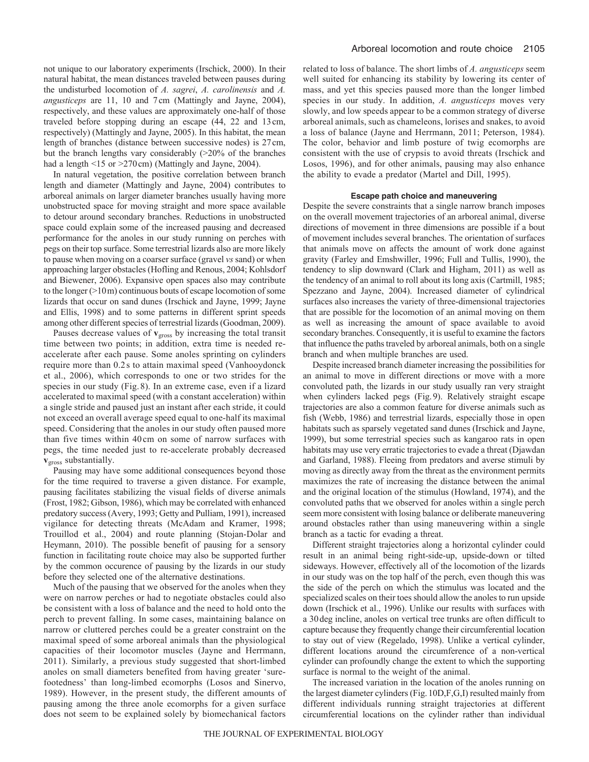not unique to our laboratory experiments (Irschick, 2000). In their natural habitat, the mean distances traveled between pauses during the undisturbed locomotion of *A. sagrei*, *A. carolinensis* and *A. angusticeps* are 11, 10 and 7 cm (Mattingly and Jayne, 2004), respectively, and these values are approximately one-half of those traveled before stopping during an escape (44, 22 and 13 cm, respectively) (Mattingly and Jayne, 2005). In this habitat, the mean length of branches (distance between successive nodes) is 27 cm, but the branch lengths vary considerably (>20% of the branches had a length <15 or >270 cm) (Mattingly and Jayne, 2004).

In natural vegetation, the positive correlation between branch length and diameter (Mattingly and Jayne, 2004) contributes to arboreal animals on larger diameter branches usually having more unobstructed space for moving straight and more space available to detour around secondary branches. Reductions in unobstructed space could explain some of the increased pausing and decreased performance for the anoles in our study running on perches with pegs on their top surface. Some terrestrial lizards also are more likely to pause when moving on a coarser surface (gravel *vs* sand) or when approaching larger obstacles (Hofling and Renous, 2004; Kohlsdorf and Biewener, 2006). Expansive open spaces also may contribute to the longer (>10 m) continuous bouts of escape locomotion of some lizards that occur on sand dunes (Irschick and Jayne, 1999; Jayne and Ellis, 1998) and to some patterns in different sprint speeds among other different species of terrestrial lizards (Goodman, 2009).

Pauses decrease values of $\mathbf{v}_{gross}$ by increasing the total transit time between two points; in addition, extra time is needed re-accelerate after each pause. Some anoles sprinting on cylinders require more than 0.2 s to attain maximal speed (Vanhooydonck et al., 2006), which corresponds to one or two strides for the species in our study (Fig. 8). In an extreme case, even if a lizard accelerated to maximal speed (with a constant acceleration) within a single stride and paused just an instant after each stride, it could not exceed an overall average speed equal to one-half its maximal speed. Considering that the anoles in our study often paused more than five times within 40 cm on some of narrow surfaces with pegs, the time needed just to re-accelerate probably decreased $\mathbf{v}_{gross}$ substantially.

Pausing may have some additional consequences beyond those for the time required to traverse a given distance. For example, pausing facilitates stabilizing the visual fields of diverse animals (Frost, 1982; Gibson, 1986), which may be correlated with enhanced predatory success (Avery, 1993; Getty and Pulliam, 1991), increased vigilance for detecting threats (McAdam and Kramer, 1998; Trouillod et al., 2004) and route planning (Stojan-Dolar and Heymann, 2010). The possible benefit of pausing for a sensory function in facilitating route choice may also be supported further by the common occurence of pausing by the lizards in our study before they selected one of the alternative destinations.

Much of the pausing that we observed for the anoles when they were on narrow perches or had to negotiate obstacles could also be consistent with a loss of balance and the need to hold onto the perch to prevent falling. In some cases, maintaining balance on narrow or cluttered perches could be a greater constraint on the maximal speed of some arboreal animals than the physiological capacities of their locomotor muscles (Jayne and Herrmann, 2011). Similarly, a previous study suggested that short-limbed anoles on small diameters benefited from having greater 'sure-footedness' than long-limbed ecomorphs (Losos and Sinervo, 1989). However, in the present study, the different amounts of pausing among the three anole ecomorphs for a given surface does not seem to be explained solely by biomechanical factors related to loss of balance. The short limbs of *A. angusticeps* seem well suited for enhancing its stability by lowering its center of mass, and yet this species paused more than the longer limbed species in our study. In addition, *A. angusticeps* moves very slowly, and low speeds appear to be a common strategy of diverse arboreal animals, such as chameleons, lorises and snakes, to avoid a loss of balance (Jayne and Herrmann, 2011; Peterson, 1984). The color, behavior and limb posture of twig ecomorphs are consistent with the use of crypsis to avoid threats (Irschick and Losos, 1996), and for other animals, pausing may also enhance the ability to evade a predator (Martel and Dill, 1995).

### Escape path choice and maneuvering

Despite the severe constraints that a single narrow branch imposes on the overall movement trajectories of an arboreal animal, diverse directions of movement in three dimensions are possible if a bout of movement includes several branches. The orientation of surfaces that animals move on affects the amount of work done against gravity (Farley and Emshwiller, 1996; Full and Tullis, 1990), the tendency to slip downward (Clark and Higham, 2011) as well as the tendency of an animal to roll about its long axis (Cartmill, 1985; Spezzano and Jayne, 2004). Increased diameter of cylindrical surfaces also increases the variety of three-dimensional trajectories that are possible for the locomotion of an animal moving on them as well as increasing the amount of space available to avoid secondary branches. Consequently, it is useful to examine the factors that influence the paths traveled by arboreal animals, both on a single branch and when multiple branches are used.

Despite increased branch diameter increasing the possibilities for an animal to move in different directions or move with a more convoluted path, the lizards in our study usually ran very straight when cylinders lacked pegs (Fig. 9). Relatively straight escape trajectories are also a common feature for diverse animals such as fish (Webb, 1986) and terrestrial lizards, especially those in open habitats such as sparsely vegetated sand dunes (Irschick and Jayne, 1999), but some terrestrial species such as kangaroo rats in open habitats may use very erratic trajectories to evade a threat (Djawdan and Garland, 1988). Fleeing from predators and averse stimuli by moving as directly away from the threat as the environment permits maximizes the rate of increasing the distance between the animal and the original location of the stimulus (Howland, 1974), and the convoluted paths that we observed for anoles within a single perch seem more consistent with losing balance or deliberate maneuvering around obstacles rather than using maneuvering within a single branch as a tactic for evading a threat.

Different straight trajectories along a horizontal cylinder could result in an animal being right-side-up, upside-down or tilted sideways. However, effectively all of the locomotion of the lizards in our study was on the top half of the perch, even though this was the side of the perch on which the stimulus was located and the specialized scales on their toes should allow the anoles to run upside down (Irschick et al., 1996). Unlike our results with surfaces with a 30 deg incline, anoles on vertical tree trunks are often difficult to capture because they frequently change their circumferential location to stay out of view (Regelado, 1998). Unlike a vertical cylinder, different locations around the circumference of a non-vertical cylinder can profoundly change the extent to which the supporting surface is normal to the weight of the animal.

The increased variation in the location of the anoles running on the largest diameter cylinders (Fig. 10D,F,G,I) resulted mainly from different individuals running straight trajectories at different circumferential locations on the cylinder rather than individual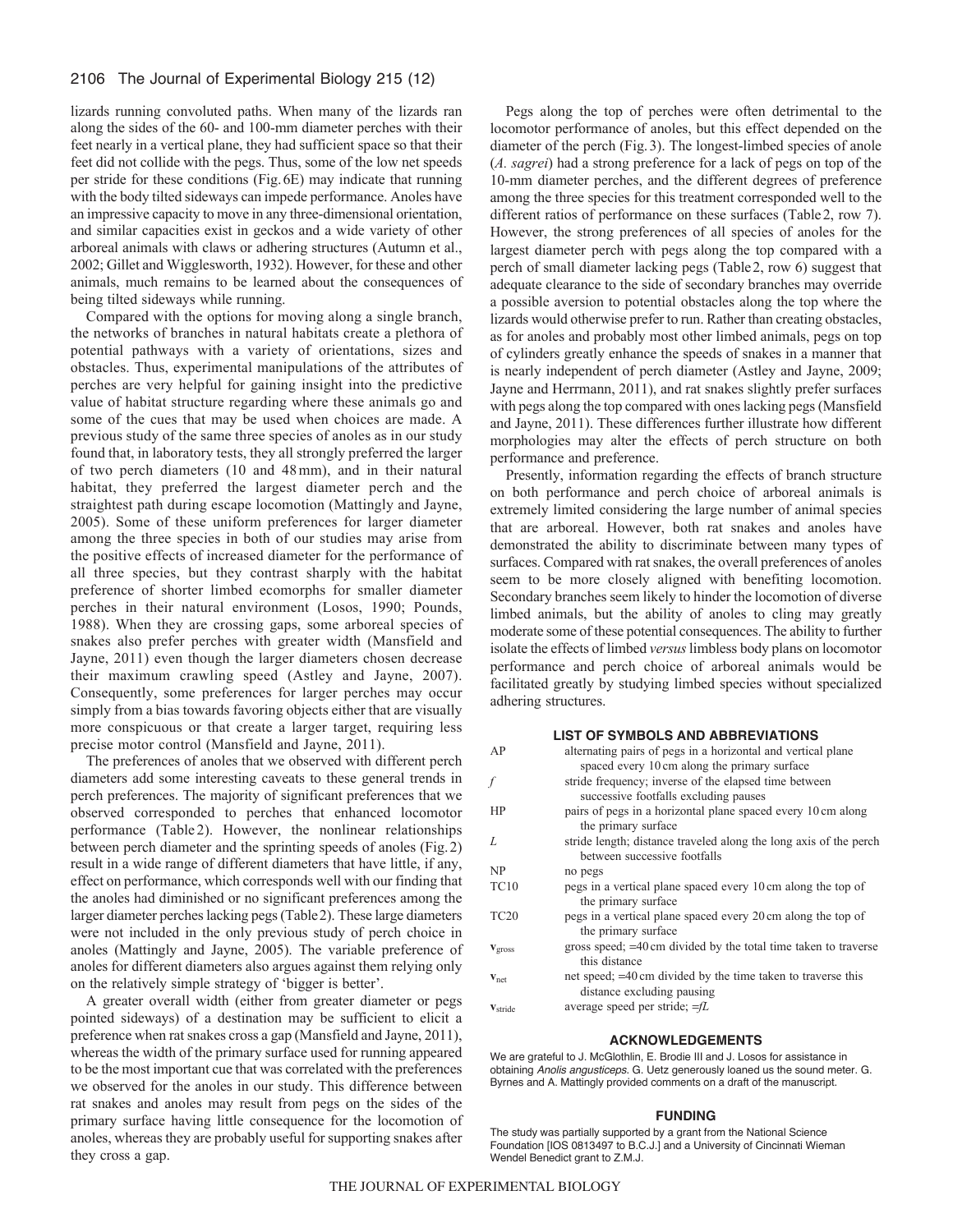lizards running convoluted paths. When many of the lizards ran along the sides of the 60- and 100-mm diameter perches with their feet nearly in a vertical plane, they had sufficient space so that their feet did not collide with the pegs. Thus, some of the low net speeds per stride for these conditions (Fig. 6E) may indicate that running with the body tilted sideways can impede performance. Anoles have an impressive capacity to move in any three-dimensional orientation, and similar capacities exist in geckos and a wide variety of other arboreal animals with claws or adhering structures (Autumn et al., 2002; Gillet and Wigglesworth, 1932). However, for these and other animals, much remains to be learned about the consequences of being tilted sideways while running.

Compared with the options for moving along a single branch, the networks of branches in natural habitats create a plethora of potential pathways with a variety of orientations, sizes and obstacles. Thus, experimental manipulations of the attributes of perches are very helpful for gaining insight into the predictive value of habitat structure regarding where these animals go and some of the cues that may be used when choices are made. A previous study of the same three species of anoles as in our study found that, in laboratory tests, they all strongly preferred the larger of two perch diameters (10 and 48 mm), and in their natural habitat, they preferred the largest diameter perch and the straightest path during escape locomotion (Mattingly and Jayne, 2005). Some of these uniform preferences for larger diameter among the three species in both of our studies may arise from the positive effects of increased diameter for the performance of all three species, but they contrast sharply with the habitat preference of shorter limbed ecomorphs for smaller diameter perches in their natural environment (Losos, 1990; Pounds, 1988). When they are crossing gaps, some arboreal species of snakes also prefer perches with greater width (Mansfield and Jayne, 2011) even though the larger diameters chosen decrease their maximum crawling speed (Astley and Jayne, 2007). Consequently, some preferences for larger perches may occur simply from a bias towards favoring objects either that are visually more conspicuous or that create a larger target, requiring less precise motor control (Mansfield and Jayne, 2011).

The preferences of anoles that we observed with different perch diameters add some interesting caveats to these general trends in perch preferences. The majority of significant preferences that we observed corresponded to perches that enhanced locomotor performance (Table 2). However, the nonlinear relationships between perch diameter and the sprinting speeds of anoles (Fig. 2) result in a wide range of different diameters that have little, if any, effect on performance, which corresponds well with our finding that the anoles had diminished or no significant preferences among the larger diameter perches lacking pegs (Table 2). These large diameters were not included in the only previous study of perch choice in anoles (Mattingly and Jayne, 2005). The variable preference of anoles for different diameters also argues against them relying only on the relatively simple strategy of 'bigger is better'.

A greater overall width (either from greater diameter or pegs pointed sideways) of a destination may be sufficient to elicit a preference when rat snakes cross a gap (Mansfield and Jayne, 2011), whereas the width of the primary surface used for running appeared to be the most important cue that was correlated with the preferences we observed for the anoles in our study. This difference between rat snakes and anoles may result from pegs on the sides of the primary surface having little consequence for the locomotion of anoles, whereas they are probably useful for supporting snakes after they cross a gap.

Pegs along the top of perches were often detrimental to the locomotor performance of anoles, but this effect depended on the diameter of the perch (Fig. 3). The longest-limbed species of anole (*A. sagrei*) had a strong preference for a lack of pegs on top of the 10-mm diameter perches, and the different degrees of preference among the three species for this treatment corresponded well to the different ratios of performance on these surfaces (Table 2, row 7). However, the strong preferences of all species of anoles for the largest diameter perch with pegs along the top compared with a perch of small diameter lacking pegs (Table 2, row 6) suggest that adequate clearance to the side of secondary branches may override a possible aversion to potential obstacles along the top where the lizards would otherwise prefer to run. Rather than creating obstacles, as for anoles and probably most other limbed animals, pegs on top of cylinders greatly enhance the speeds of snakes in a manner that is nearly independent of perch diameter (Astley and Jayne, 2009; Jayne and Herrmann, 2011), and rat snakes slightly prefer surfaces with pegs along the top compared with ones lacking pegs (Mansfield and Jayne, 2011). These differences further illustrate how different morphologies may alter the effects of perch structure on both performance and preference.

Presently, information regarding the effects of branch structure on both performance and perch choice of arboreal animals is extremely limited considering the large number of animal species that are arboreal. However, both rat snakes and anoles have demonstrated the ability to discriminate between many types of surfaces. Compared with rat snakes, the overall preferences of anoles seem to be more closely aligned with benefiting locomotion. Secondary branches seem likely to hinder the locomotion of diverse limbed animals, but the ability of anoles to cling may greatly moderate some of these potential consequences. The ability to further isolate the effects of limbed *versus* limbless body plans on locomotor performance and perch choice of arboreal animals would be facilitated greatly by studying limbed species without specialized adhering structures.

## LIST OF SYMBOLS AND ABBREVIATIONS

| | |
|---|---|
| AP | alternating pairs of pegs in a horizontal and vertical plane spaced every 10 cm along the primary surface |
| $f$ | stride frequency; inverse of the elapsed time between successive footfalls excluding pauses |
| HP | pairs of pegs in a horizontal plane spaced every 10 cm along the primary surface |
| $L$ | stride length; distance traveled along the long axis of the perch between successive footfalls |
| NP | no pegs |
| TC10 | pegs in a vertical plane spaced every 10 cm along the top of the primary surface |
| TC20 | pegs in a vertical plane spaced every 20 cm along the top of the primary surface |
| $\mathbf{v}_{gross}$ | gross speed; =40 cm divided by the total time taken to traverse this distance |
| $\mathbf{v}_{net}$ | net speed; =40 cm divided by the time taken to traverse this distance excluding pausing |
| $\mathbf{v}_{stride}$ | average speed per stride; $=fL$ |

## ACKNOWLEDGEMENTS

We are grateful to J. McGlothlin, E. Brodie III and J. Losos for assistance in obtaining *Anolis angusticeps*. G. Uetz generously loaned us the sound meter. G. Byrnes and A. Mattingly provided comments on a draft of the manuscript.

## FUNDING

The study was partially supported by a grant from the National Science Foundation [IOS 0813497 to B.C.J.] and a University of Cincinnati Wieman Wendel Benedict grant to Z.M.J.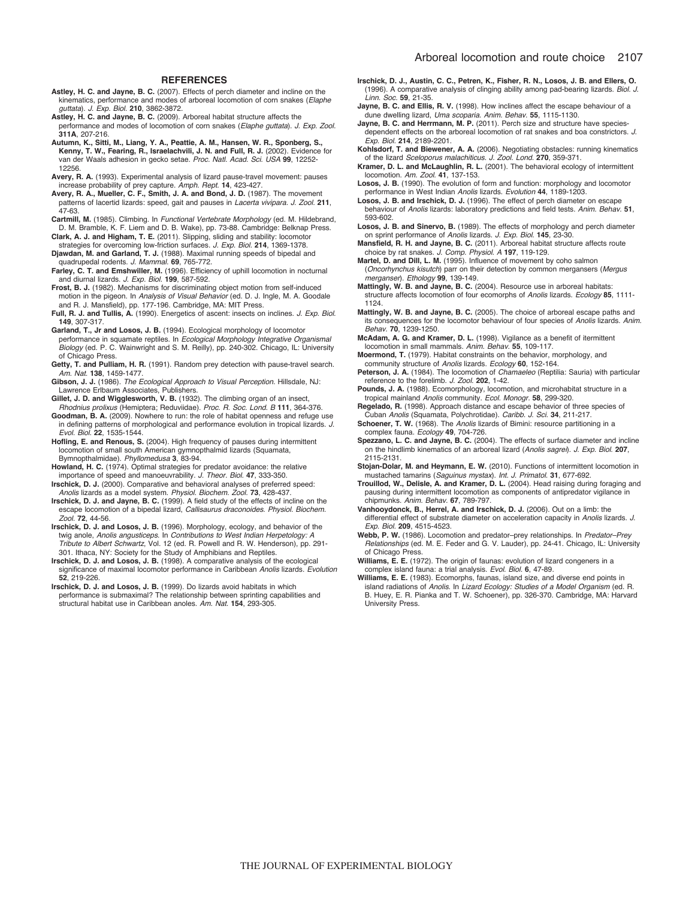## REFERENCES

**Astley, H. C. and Jayne, B. C.** (2007). Effects of perch diameter and incline on the kinematics, performance and modes of arboreal locomotion of corn snakes (*Elaphe guttata*). *J. Exp. Biol.* **210**, 3862-3872.

**Astley, H. C. and Jayne, B. C.** (2009). Arboreal habitat structure affects the performance and modes of locomotion of corn snakes (*Elaphe guttata*). *J. Exp. Zool.* **311A**, 207-216.

**Autumn, K., Sitti, M., Liang, Y. A., Peattie, A. M., Hansen, W. R., Sponberg, S., Kenny, T. W., Fearing, R., Israelachvili, J. N. and Full, R. J.** (2002). Evidence for van der Waals adhesion in gecko setae. *Proc. Natl. Acad. Sci. USA* **99**, 12252-12256.

**Avery, R. A.** (1993). Experimental analysis of lizard pause-travel movement: pauses increase probability of prey capture. *Amph. Rept.* **14**, 423-427.

**Avery, R. A., Mueller, C. F., Smith, J. A. and Bond, J. D.** (1987). The movement patterns of lacertid lizards: speed, gait and pauses in *Lacerta vivipara*. *J. Zool.* **211**, 47-63.

**Cartmill, M.** (1985). Climbing. In *Functional Vertebrate Morphology* (ed. M. Hildebrand, D. M. Bramble, K. F. Liem and D. B. Wake), pp. 73-88. Cambridge: Belknap Press.

**Clark, A. J. and Higham, T. E.** (2011). Slipping, sliding and stability: locomotor strategies for overcoming low-friction surfaces. *J. Exp. Biol.* **214**, 1369-1378.

**Djawdan, M. and Garland, T. J.** (1988). Maximal running speeds of bipedal and quadrupedal rodents. *J. Mammal.* **69**, 765-772.

**Farley, C. T. and Emshwiller, M.** (1996). Efficiency of uphill locomotion in nocturnal and diurnal lizards. *J. Exp. Biol.* **199**, 587-592.

**Frost, B. J.** (1982). Mechanisms for discriminating object motion from self-induced motion in the pigeon. In *Analysis of Visual Behavior* (ed. D. J. Ingle, M. A. Goodale and R. J. Mansfield), pp. 177-196. Cambridge, MA: MIT Press.

**Full, R. J. and Tullis, A.** (1990). Energetics of ascent: insects on inclines. *J. Exp. Biol.* **149**, 307-317.

**Garland, T., Jr and Losos, J. B.** (1994). Ecological morphology of locomotor performance in squamate reptiles. In *Ecological Morphology Integrative Organismal Biology* (ed. P. C. Wainwright and S. M. Reilly), pp. 240-302. Chicago, IL: University of Chicago Press.

**Getty, T. and Pulliam, H. R.** (1991). Random prey detection with pause-travel search. *Am. Nat.* **138**, 1459-1477.

**Gibson, J. J.** (1986). *The Ecological Approach to Visual Perception*. Hillsdale, NJ: Lawrence Erlbaum Associates, Publishers.

**Gillet, J. D. and Wigglesworth, V. B.** (1932). The climbing organ of an insect, *Rhodnius prolixus* (Hemiptera; Reduviidae). *Proc. R. Soc. Lond. B* **111**, 364-376.

**Goodman, B. A.** (2009). Nowhere to run: the role of habitat openness and refuge use in defining patterns of morphological and performance evolution in tropical lizards. *J. Evol. Biol.* **22**, 1535-1544.

**Hofling, E. and Renous, S.** (2004). High frequency of pauses during intermittent locomotion of small south American gymnopthalmid lizards (Squamata, Bymnopthalmidae). *Phyllomedusa* **3**, 83-94.

**Howland, H. C.** (1974). Optimal strategies for predator avoidance: the relative importance of speed and manoeuvrability. *J. Theor. Biol.* **47**, 333-350.

**Irschick, D. J.** (2000). Comparative and behavioral analyses of preferred speed: *Anolis* lizards as a model system. *Physiol. Biochem. Zool.* **73**, 428-437.

**Irschick, D. J. and Jayne, B. C.** (1999). A field study of the effects of incline on the escape locomotion of a bipedal lizard, *Callisaurus draconoides*. *Physiol. Biochem. Zool.* **72**, 44-56.

**Irschick, D. J. and Losos, J. B.** (1996). Morphology, ecology, and behavior of the twig anole, *Anolis angusticeps*. In *Contributions to West Indian Herpetology: A Tribute to Albert Schwartz*, Vol. 12 (ed. R. Powell and R. W. Henderson), pp. 291-301. Ithaca, NY: Society for the Study of Amphibians and Reptiles.

**Irschick, D. J. and Losos, J. B.** (1998). A comparative analysis of the ecological significance of maximal locomotor performance in Caribbean *Anolis* lizards. *Evolution* **52**, 219-226.

**Irschick, D. J. and Losos, J. B.** (1999). Do lizards avoid habitats in which performance is submaximal? The relationship between sprinting capabilities and structural habitat use in Caribbean anoles. *Am. Nat.* **154**, 293-305.

**Irschick, D. J., Austin, C. C., Petren, K., Fisher, R. N., Losos, J. B. and Ellers, O.** (1996). A comparative analysis of clinging ability among pad-bearing lizards. *Biol. J. Linn. Soc.* **59**, 21-35.

**Jayne, B. C. and Ellis, R. V.** (1998). How inclines affect the escape behaviour of a dune dwelling lizard, *Uma scoparia*. *Anim. Behav.* **55**, 1115-1130.

**Jayne, B. C. and Herrmann, M. P.** (2011). Perch size and structure have species-dependent effects on the arboreal locomotion of rat snakes and boa constrictors. *J. Exp. Biol.* **214**, 2189-2201.

**Kohlsdorf, T. and Biewener, A. A.** (2006). Negotiating obstacles: running kinematics of the lizard *Sceloporus malachiticus*. *J. Zool. Lond.* **270**, 359-371.

**Kramer, D. L. and McLaughlin, R. L.** (2001). The behavioral ecology of intermittent locomotion. *Am. Zool.* **41**, 137-153.

**Losos, J. B.** (1990). The evolution of form and function: morphology and locomotor performance in West Indian *Anolis* lizards. *Evolution* **44**, 1189-1203.

**Losos, J. B. and Irschick, D. J.** (1996). The effect of perch diameter on escape behaviour of *Anolis* lizards: laboratory predictions and field tests. *Anim. Behav.* **51**, 593-602.

**Losos, J. B. and Sinervo, B.** (1989). The effects of morphology and perch diameter on sprint performance of *Anolis* lizards. *J. Exp. Biol.* **145**, 23-30.

**Mansfield, R. H. and Jayne, B. C.** (2011). Arboreal habitat structure affects route choice by rat snakes. *J. Comp. Physiol. A* **197**, 119-129.

**Martel, D. and Dill, L. M.** (1995). Influence of movement by coho salmon (*Oncorhynchus kisutch*) parr on their detection by common mergansers (*Mergus merganser*). *Ethology* **99**, 139-149.

**Mattingly, W. B. and Jayne, B. C.** (2004). Resource use in arboreal habitats: structure affects locomotion of four ecomorphs of *Anolis* lizards. *Ecology* **85**, 1111-1124.

**Mattingly, W. B. and Jayne, B. C.** (2005). The choice of arboreal escape paths and its consequences for the locomotor behaviour of four species of *Anolis* lizards. *Anim. Behav.* **70**, 1239-1250.

**McAdam, A. G. and Kramer, D. L.** (1998). Vigilance as a benefit of itermittent locomotion in small mammals. *Anim. Behav.* **55**, 109-117.

**Moermond, T.** (1979). Habitat constraints on the behavior, morphology, and community structure of *Anolis* lizards. *Ecology* **60**, 152-164.

**Peterson, J. A.** (1984). The locomotion of *Chamaeleo* (Reptilia: Sauria) with particular reference to the forelimb. *J. Zool.* **202**, 1-42.

**Pounds, J. A.** (1988). Ecomorphology, locomotion, and microhabitat structure in a tropical mainland *Anolis* community. *Ecol. Monogr.* **58**, 299-320.

**Regelado, R.** (1998). Approach distance and escape behavior of three species of Cuban *Anolis* (Squamata, Polychrotidae). *Caribb. J. Sci.* **34**, 211-217.

**Schoener, T. W.** (1968). The *Anolis* lizards of Bimini: resource partitioning in a complex fauna. *Ecology* **49**, 704-726.

**Spezzano, L. C. and Jayne, B. C.** (2004). The effects of surface diameter and incline on the hindlimb kinematics of an arboreal lizard (*Anolis sagrei*). *J. Exp. Biol.* **207**, 2115-2131.

**Stojan-Dolar, M. and Heymann, E. W.** (2010). Functions of intermittent locomotion in mustached tamarins (*Saguinus mystax*). *Int. J. Primatol.* **31**, 677-692.

**Trouillod, W., Delisle, A. and Kramer, D. L.** (2004). Head raising during foraging and pausing during intermittent locomotion as components of antipredator vigilance in chipmunks. *Anim. Behav.* **67**, 789-797.

**Vanhooydonck, B., Herrel, A. and Irschick, D. J.** (2006). Out on a limb: the differential effect of substrate diameter on acceleration capacity in *Anolis* lizards. *J. Exp. Biol.* **209**, 4515-4523.

**Webb, P. W.** (1986). Locomotion and predator–prey relationships. In *Predator–Prey Relationships* (ed. M. E. Feder and G. V. Lauder), pp. 24-41. Chicago, IL: University of Chicago Press.

**Williams, E. E.** (1972). The origin of faunas: evolution of lizard congeners in a complex island fauna: a trial analysis. *Evol. Biol.* **6**, 47-89.

**Williams, E. E.** (1983). Ecomorphs, faunas, island size, and diverse end points in island radiations of *Anolis*. In *Lizard Ecology: Studies of a Model Organism* (ed. R. B. Huey, E. R. Pianka and T. W. Schoener), pp. 326-370. Cambridge, MA: Harvard University Press.